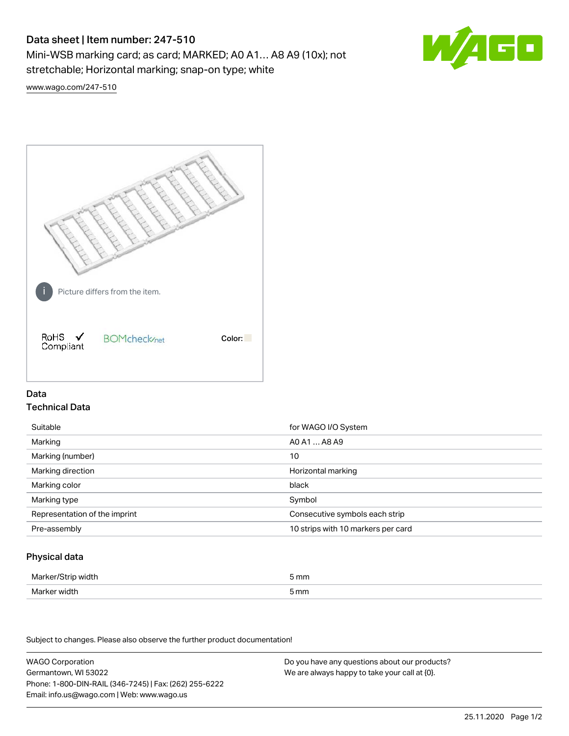# Data sheet | Item number: 247-510

Mini-WSB marking card; as card; MARKED; A0 A1... A8 A9 (10x); not stretchable; Horizontal marking; snap-on type; white

www.wago.com/247-510

Picture differs from the item.

RoHS ✓ Compliant

BOMcheck.net

Color:

## Data

### Technical Data

| | |
|---|---|
| Suitable | for WAGO I/O System |
| Marking | A0 A1 ... A8 A9 |
| Marking (number) | 10 |
| Marking direction | Horizontal marking |
| Marking color | black |
| Marking type | Symbol |
| Representation of the imprint | Consecutive symbols each strip |
| Pre-assembly | 10 strips with 10 markers per card |

### Physical data

| | |
|---|---|
| Marker/Strip width | 5 mm |
| Marker width | 5 mm |

Subject to changes. Please also observe the further product documentation!

WAGO Corporation
Germantown, WI 53022
Phone: 1-800-DIN-RAIL (346-7245) | Fax: (262) 255-6222
Email: info.us@wago.com | Web: www.wago.us

Do you have any questions about our products?
We are always happy to take your call at {0}.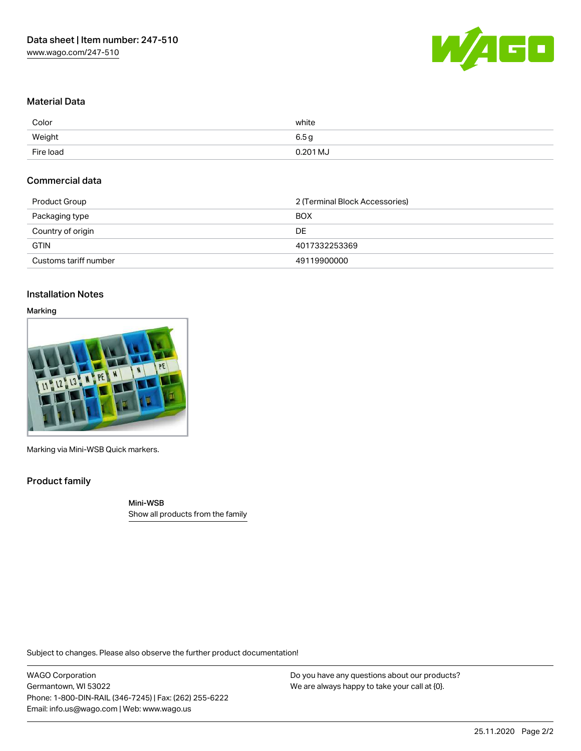Data sheet | Item number: 247-510

www.wago.com/247-510

## Material Data

| | |
|---|---|
| Color | white |
| Weight | 6.5 g |
| Fire load | 0.201 MJ |

## Commercial data

| | |
|---|---|
| Product Group | 2 (Terminal Block Accessories) |
| Packaging type | BOX |
| Country of origin | DE |
| GTIN | 4017332253369 |
| Customs tariff number | 49119900000 |

## Installation Notes

### Marking

Marking via Mini-WSB Quick markers.

## Product family

Mini-WSB

Show all products from the family

Subject to changes. Please also observe the further product documentation!

WAGO Corporation
Germantown, WI 53022
Phone: 1-800-DIN-RAIL (346-7245) | Fax: (262) 255-6222
Email: info.us@wago.com | Web: www.wago.us

Do you have any questions about our products?
We are always happy to take your call at {0}.

25.11.2020